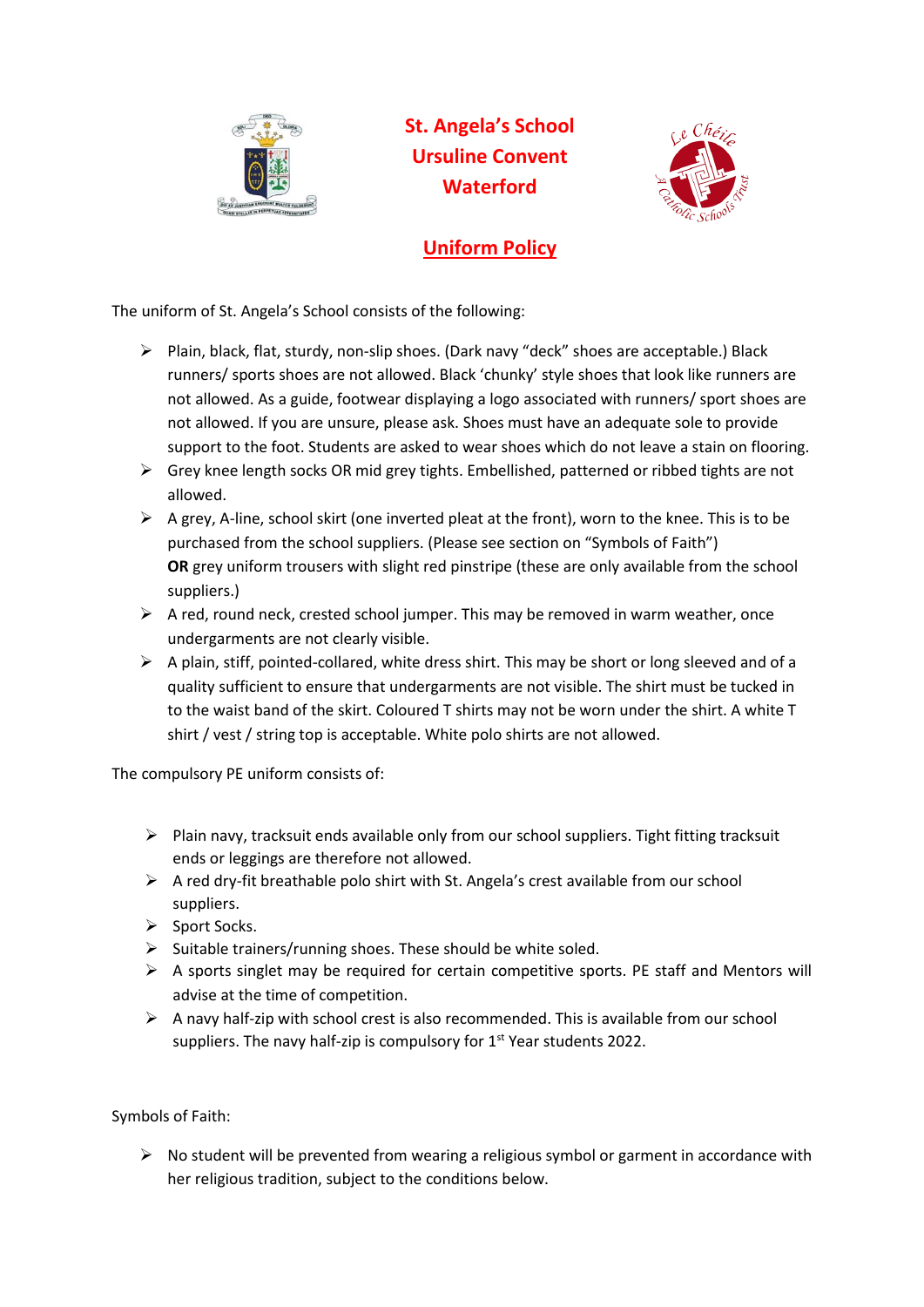# St. Angela's School
# Ursuline Convent
# Waterford

## Uniform Policy

The uniform of St. Angela's School consists of the following:

- Plain, black, flat, sturdy, non-slip shoes. (Dark navy "deck" shoes are acceptable.) Black runners/ sports shoes are not allowed. Black 'chunky' style shoes that look like runners are not allowed. As a guide, footwear displaying a logo associated with runners/ sport shoes are not allowed. If you are unsure, please ask. Shoes must have an adequate sole to provide support to the foot. Students are asked to wear shoes which do not leave a stain on flooring.
- Grey knee length socks OR mid grey tights. Embellished, patterned or ribbed tights are not allowed.
- A grey, A-line, school skirt (one inverted pleat at the front), worn to the knee. This is to be purchased from the school suppliers. (Please see section on "Symbols of Faith")
  **OR** grey uniform trousers with slight red pinstripe (these are only available from the school suppliers.)
- A red, round neck, crested school jumper. This may be removed in warm weather, once undergarments are not clearly visible.
- A plain, stiff, pointed-collared, white dress shirt. This may be short or long sleeved and of a quality sufficient to ensure that undergarments are not visible. The shirt must be tucked in to the waist band of the skirt. Coloured T shirts may not be worn under the shirt. A white T shirt / vest / string top is acceptable. White polo shirts are not allowed.

The compulsory PE uniform consists of:

- Plain navy, tracksuit ends available only from our school suppliers. Tight fitting tracksuit ends or leggings are therefore not allowed.
- A red dry-fit breathable polo shirt with St. Angela's crest available from our school suppliers.
- Sport Socks.
- Suitable trainers/running shoes. These should be white soled.
- A sports singlet may be required for certain competitive sports. PE staff and Mentors will advise at the time of competition.
- A navy half-zip with school crest is also recommended. This is available from our school suppliers. The navy half-zip is compulsory for 1st Year students 2022.

Symbols of Faith:

- No student will be prevented from wearing a religious symbol or garment in accordance with her religious tradition, subject to the conditions below.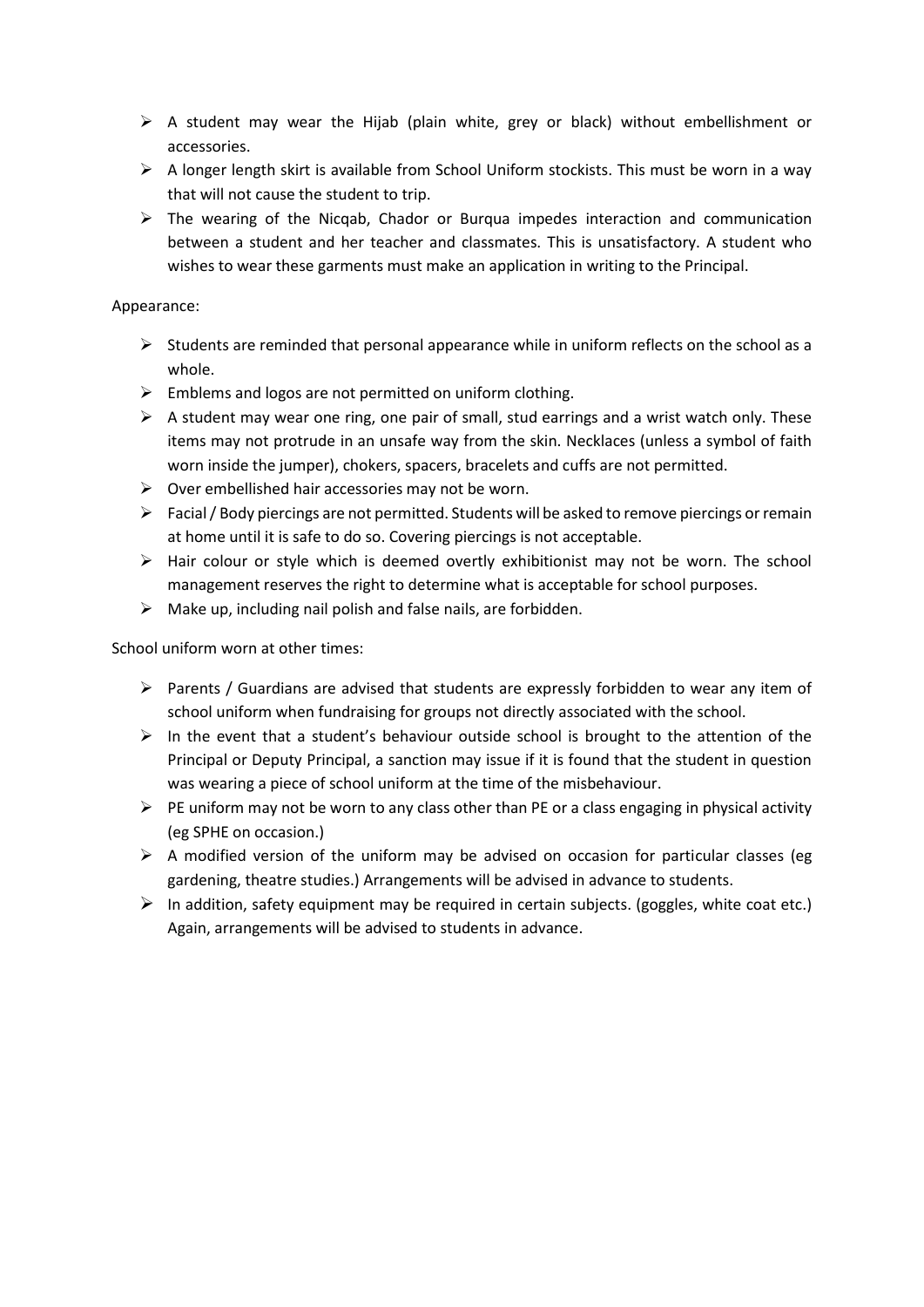- A student may wear the Hijab (plain white, grey or black) without embellishment or accessories.
- A longer length skirt is available from School Uniform stockists. This must be worn in a way that will not cause the student to trip.
- The wearing of the Nicqab, Chador or Burqua impedes interaction and communication between a student and her teacher and classmates. This is unsatisfactory. A student who wishes to wear these garments must make an application in writing to the Principal.

Appearance:

- Students are reminded that personal appearance while in uniform reflects on the school as a whole.
- Emblems and logos are not permitted on uniform clothing.
- A student may wear one ring, one pair of small, stud earrings and a wrist watch only. These items may not protrude in an unsafe way from the skin. Necklaces (unless a symbol of faith worn inside the jumper), chokers, spacers, bracelets and cuffs are not permitted.
- Over embellished hair accessories may not be worn.
- Facial / Body piercings are not permitted. Students will be asked to remove piercings or remain at home until it is safe to do so. Covering piercings is not acceptable.
- Hair colour or style which is deemed overtly exhibitionist may not be worn. The school management reserves the right to determine what is acceptable for school purposes.
- Make up, including nail polish and false nails, are forbidden.

School uniform worn at other times:

- Parents / Guardians are advised that students are expressly forbidden to wear any item of school uniform when fundraising for groups not directly associated with the school.
- In the event that a student's behaviour outside school is brought to the attention of the Principal or Deputy Principal, a sanction may issue if it is found that the student in question was wearing a piece of school uniform at the time of the misbehaviour.
- PE uniform may not be worn to any class other than PE or a class engaging in physical activity (eg SPHE on occasion.)
- A modified version of the uniform may be advised on occasion for particular classes (eg gardening, theatre studies.) Arrangements will be advised in advance to students.
- In addition, safety equipment may be required in certain subjects. (goggles, white coat etc.) Again, arrangements will be advised to students in advance.